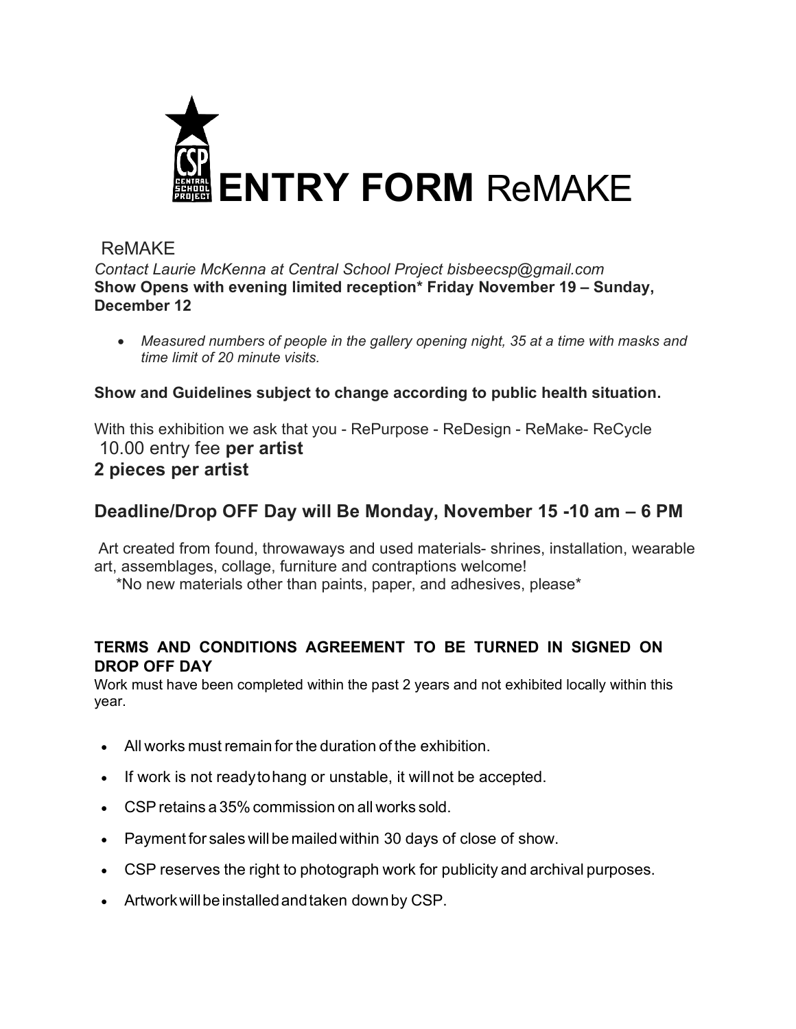# ENTRY FORM ReMAKE

ReMAKE

*Contact Laurie McKenna at Central School Project bisbeecsp@gmail.com*

**Show Opens with evening limited reception* Friday November 19 – Sunday, December 12**

- *Measured numbers of people in the gallery opening night, 35 at a time with masks and time limit of 20 minute visits.*

**Show and Guidelines subject to change according to public health situation.**

With this exhibition we ask that you - RePurpose - ReDesign - ReMake- ReCycle

10.00 entry fee **per artist**

**2 pieces per artist**

## Deadline/Drop OFF Day will Be Monday, November 15 -10 am – 6 PM

Art created from found, throwaways and used materials- shrines, installation, wearable art, assemblages, collage, furniture and contraptions welcome!

*No new materials other than paints, paper, and adhesives, please*

**TERMS AND CONDITIONS AGREEMENT TO BE TURNED IN SIGNED ON DROP OFF DAY**

Work must have been completed within the past 2 years and not exhibited locally within this year.

- All works must remain for the duration of the exhibition.
- If work is not ready to hang or unstable, it will not be accepted.
- CSP retains a 35% commission on all works sold.
- Payment for sales will be mailed within 30 days of close of show.
- CSP reserves the right to photograph work for publicity and archival purposes.
- Artwork will be installed and taken down by CSP.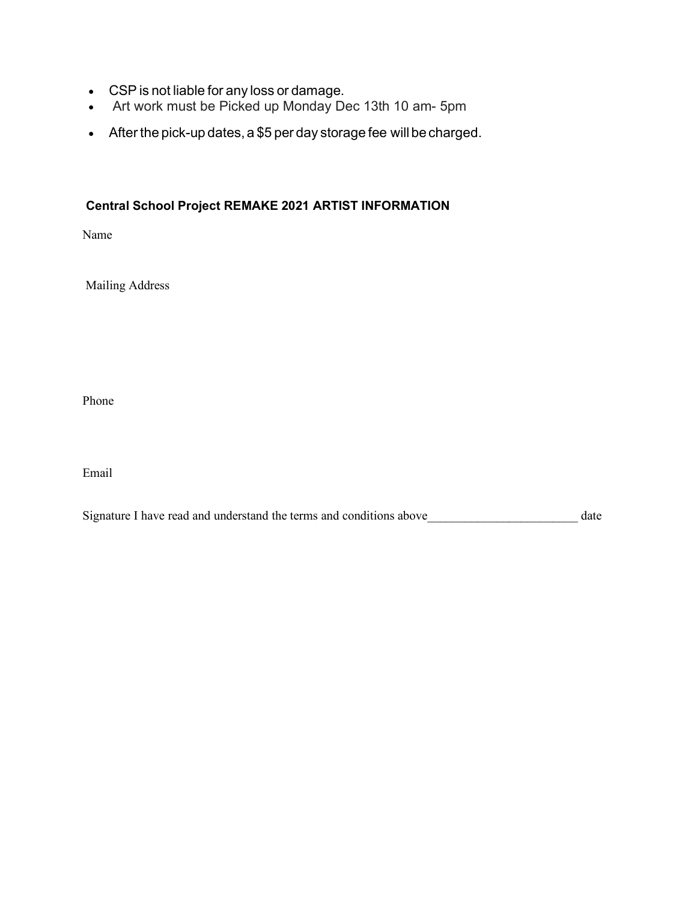- CSP is not liable for any loss or damage.
- Art work must be Picked up Monday Dec 13th 10 am- 5pm
- After the pick-up dates, a $5 per day storage fee will be charged.

**Central School Project REMAKE 2021 ARTIST INFORMATION**

Name

Mailing Address

Phone

Email

Signature I have read and understand the terms and conditions above________________________ date